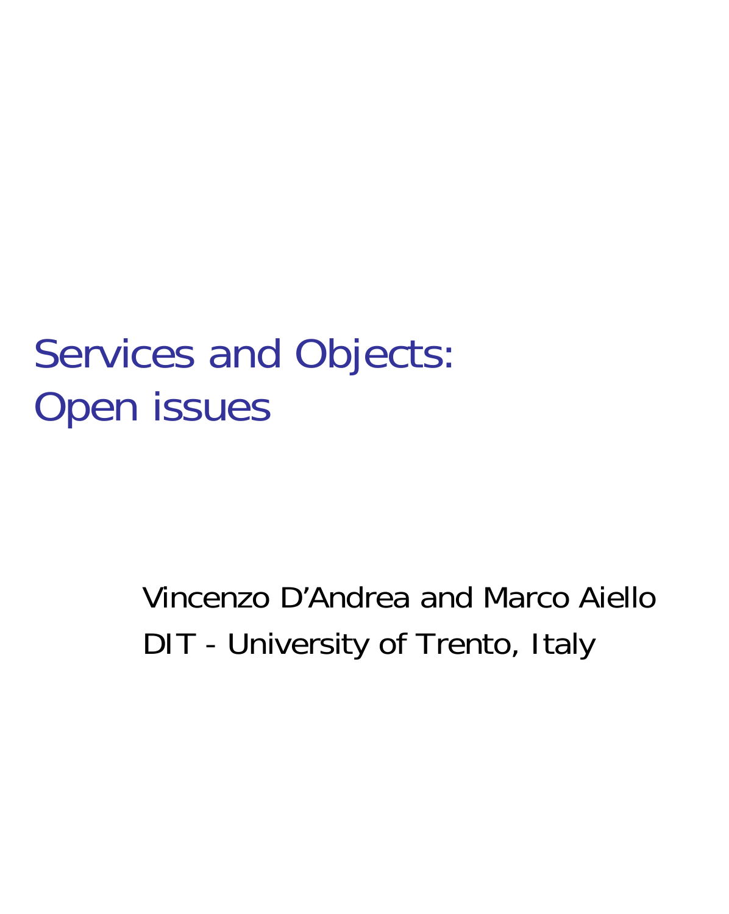# Services and Objects: Open issues

Vincenzo D'Andrea and Marco Aiello

DIT - University of Trento, Italy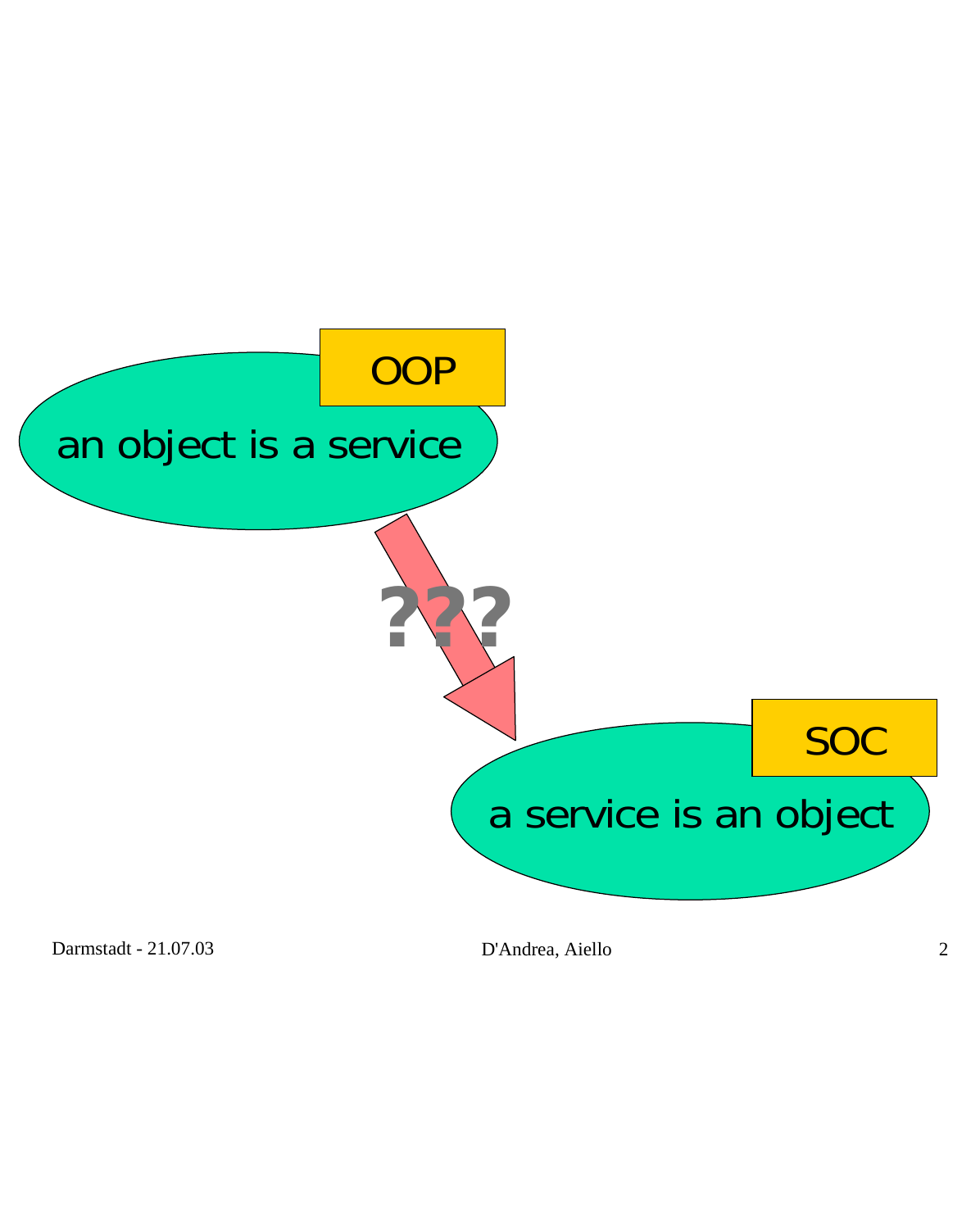OOP

an object is a service

???

SOC

a service is an object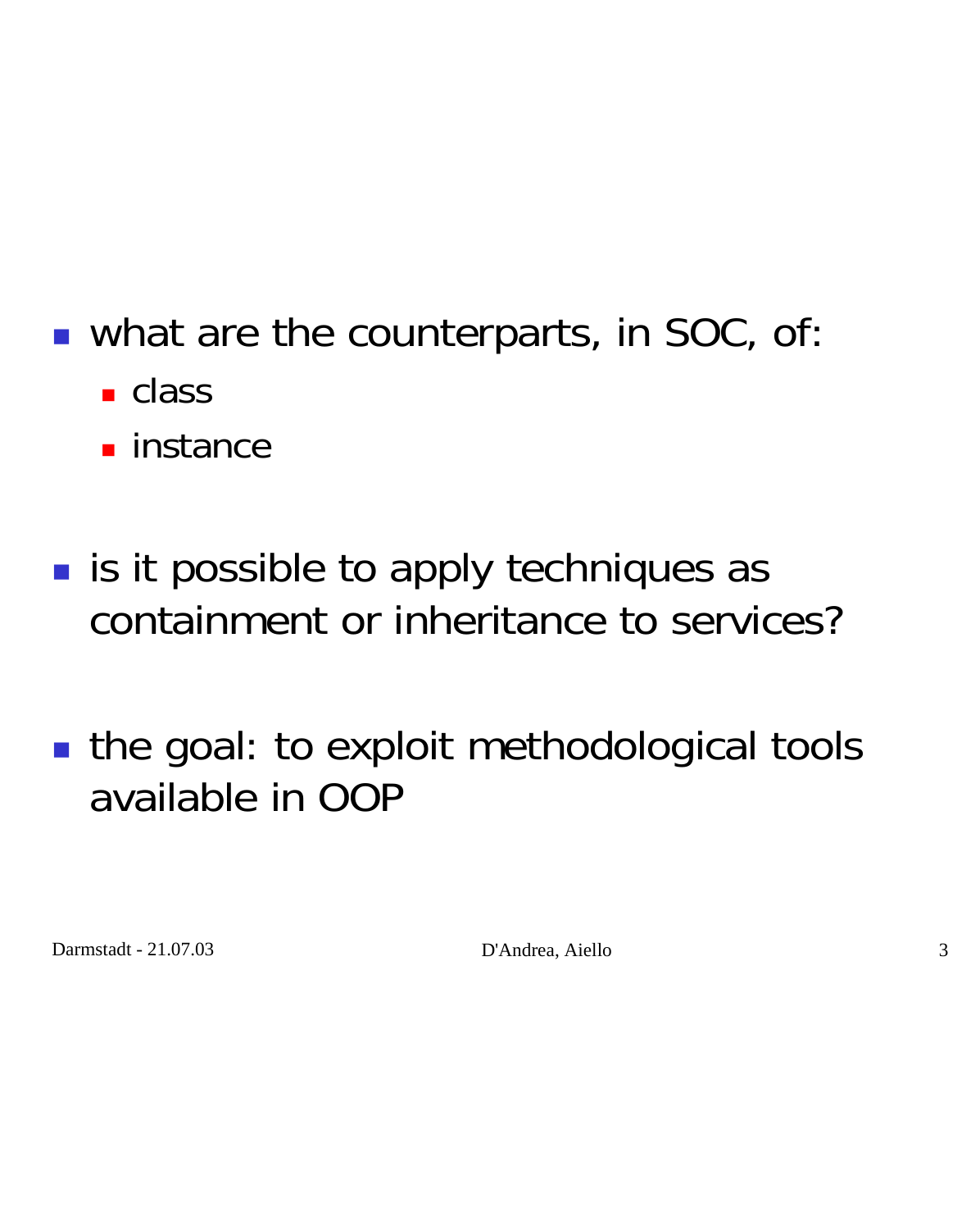- what are the counterparts, in SOC, of:
  - class
  - instance

- is it possible to apply techniques as containment or inheritance to services?

- the goal: to exploit methodological tools available in OOP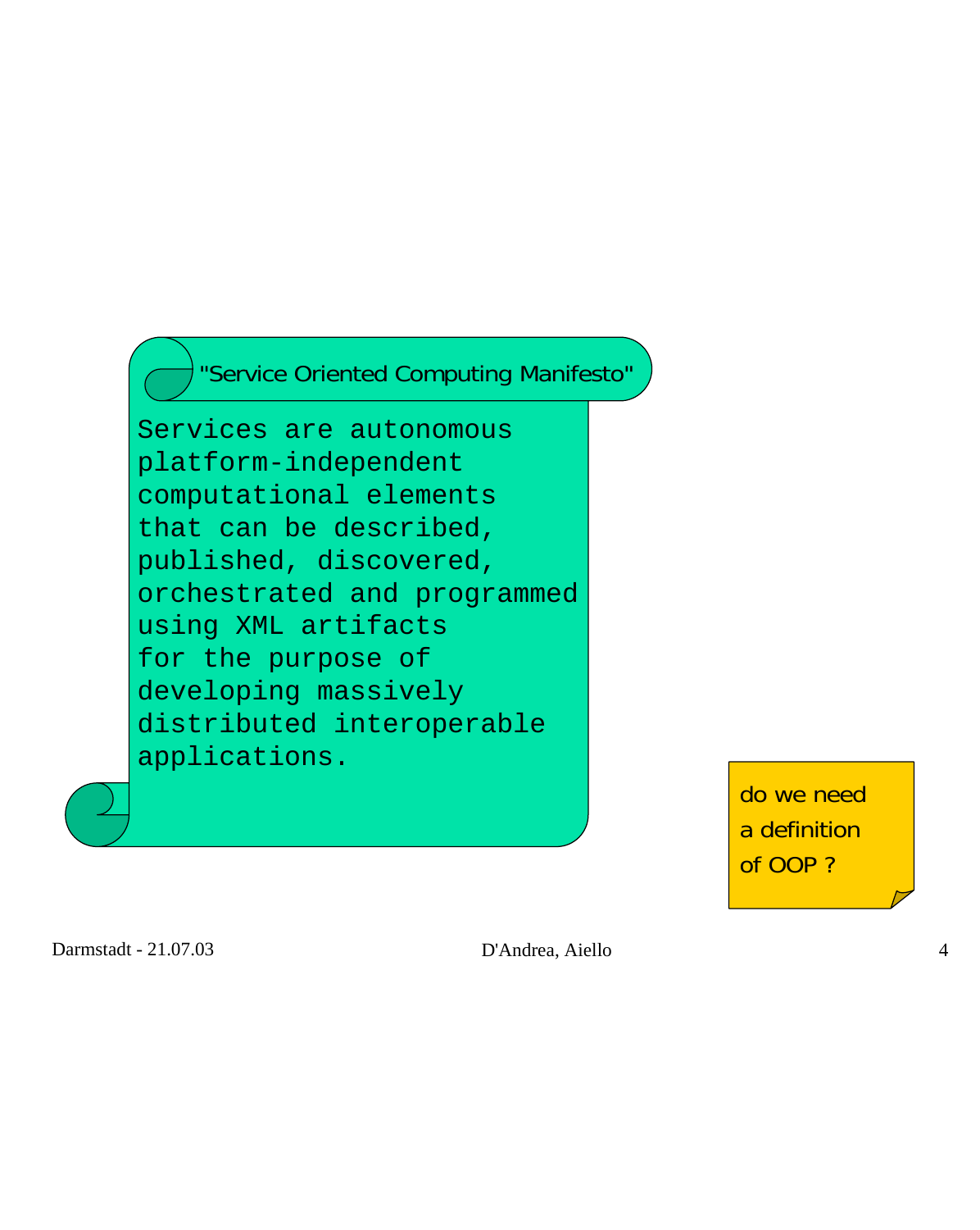## "Service Oriented Computing Manifesto"

Services are autonomous platform-independent computational elements that can be described, published, discovered, orchestrated and programmed using XML artifacts for the purpose of developing massively distributed interoperable applications.

do we need a definition of OOP ?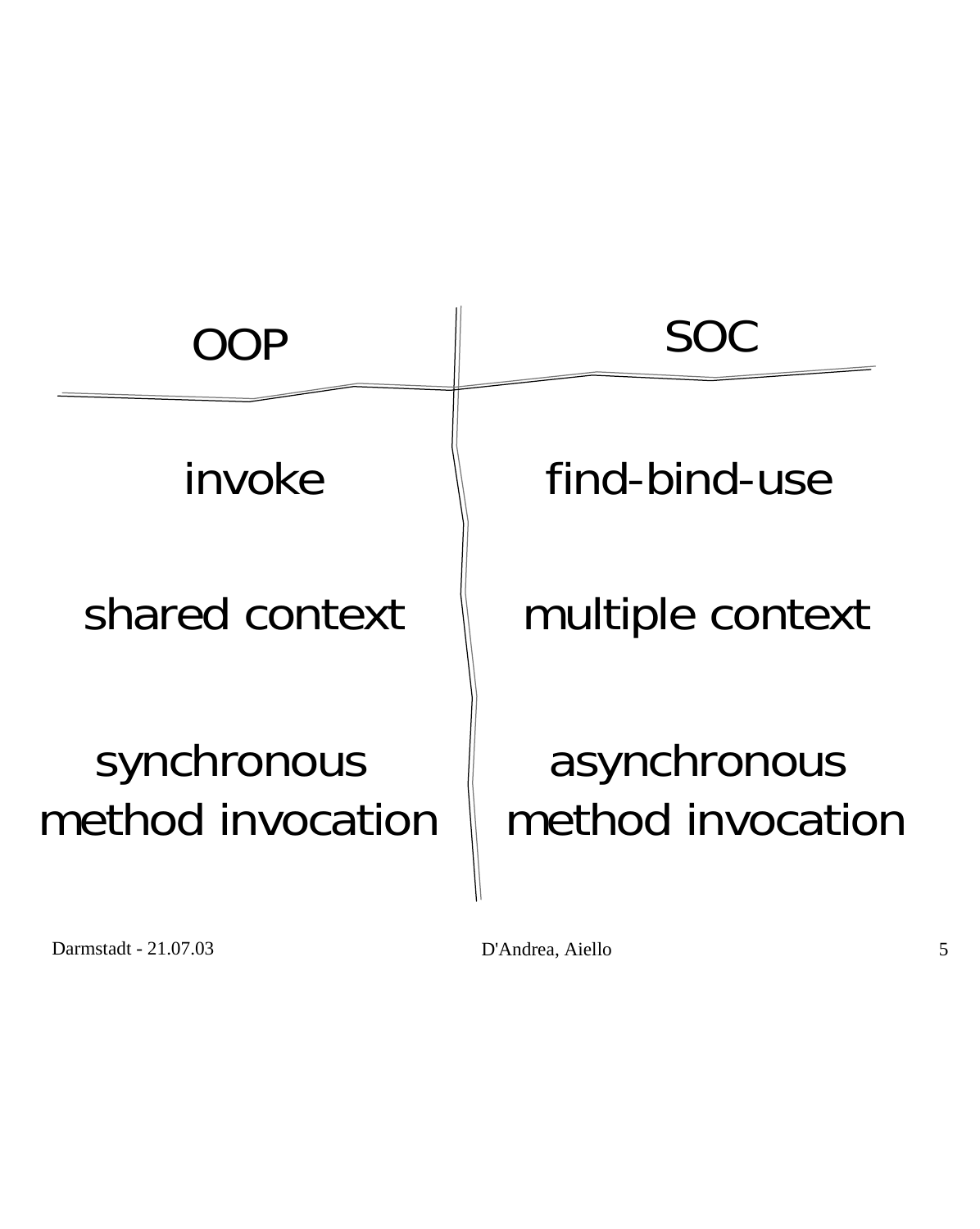| OOP | SOC |
| --- | --- |
| invoke | find-bind-use |
| shared context | multiple context |
| synchronous method invocation | asynchronous method invocation |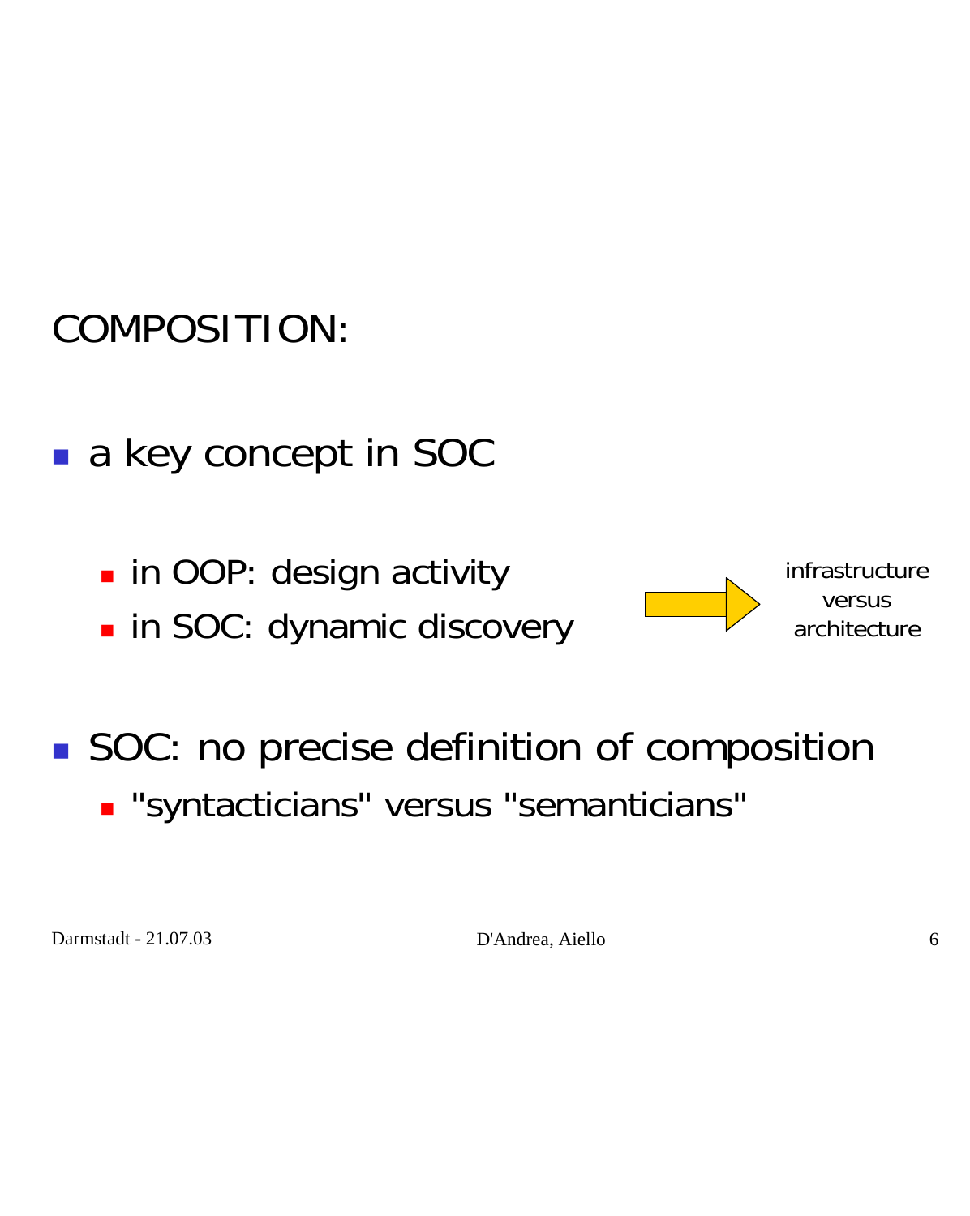# COMPOSITION:

- a key concept in SOC
  - in OOP: design activity
  - in SOC: dynamic discovery

→ infrastructure versus architecture

- SOC: no precise definition of composition
  - "syntacticians" versus "semanticians"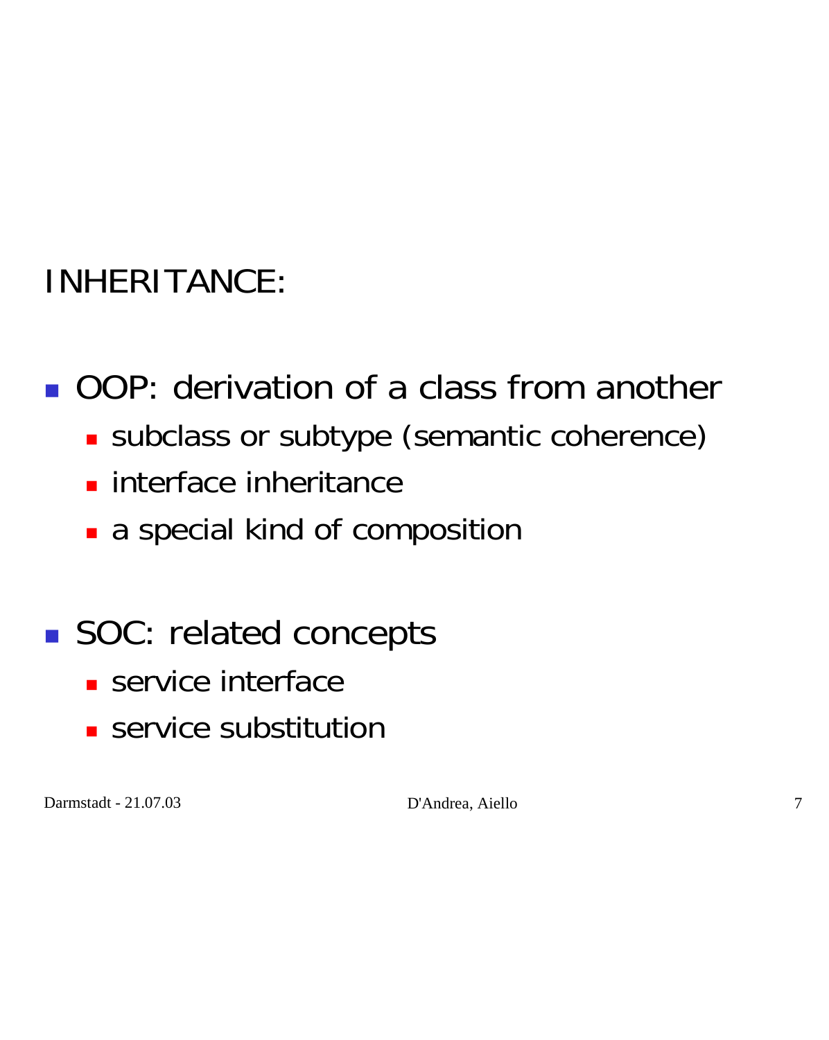## INHERITANCE:

- OOP: derivation of a class from another
  - subclass or subtype (semantic coherence)
  - interface inheritance
  - a special kind of composition

- SOC: related concepts
  - service interface
  - service substitution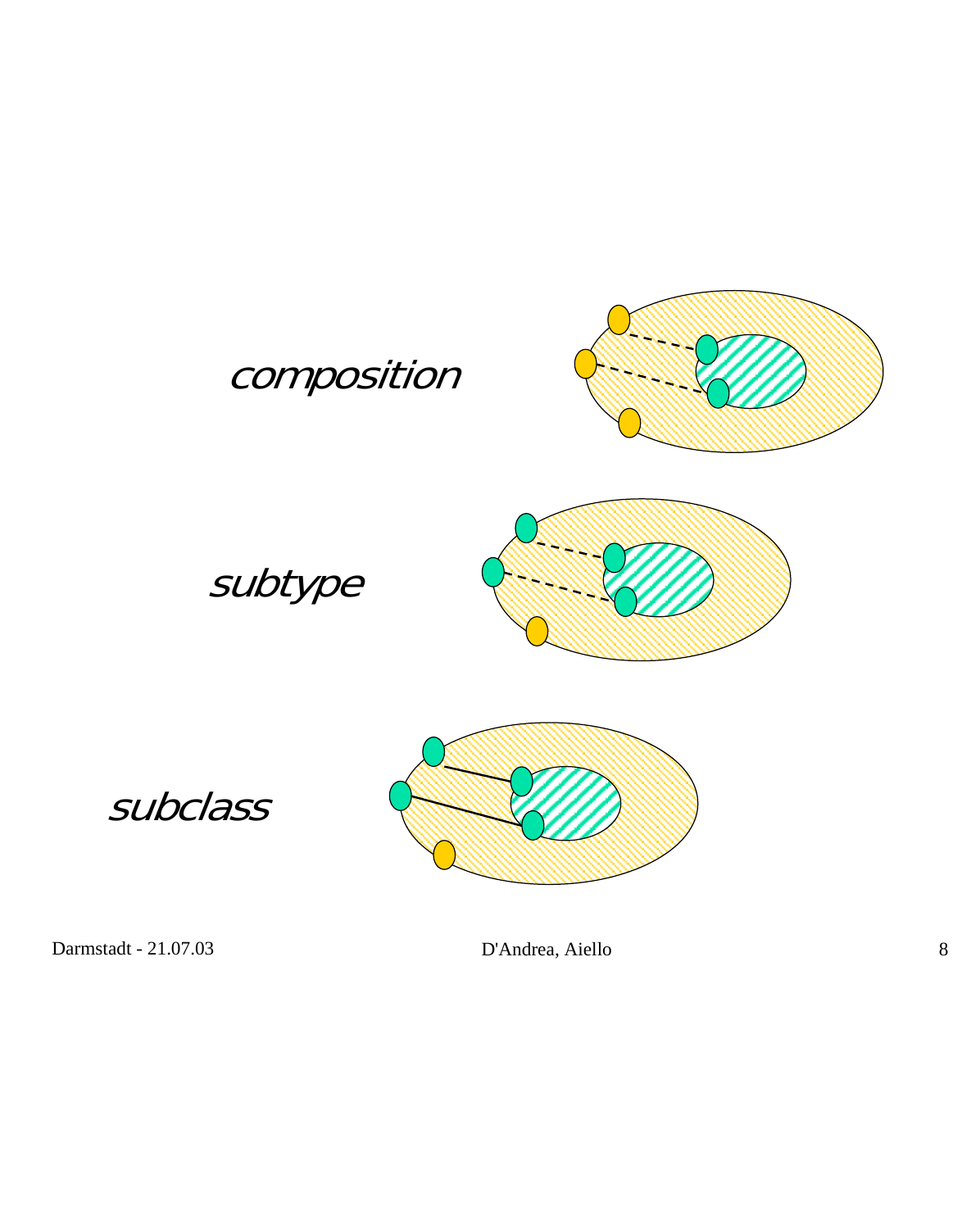*composition*

*subtype*

*subclass*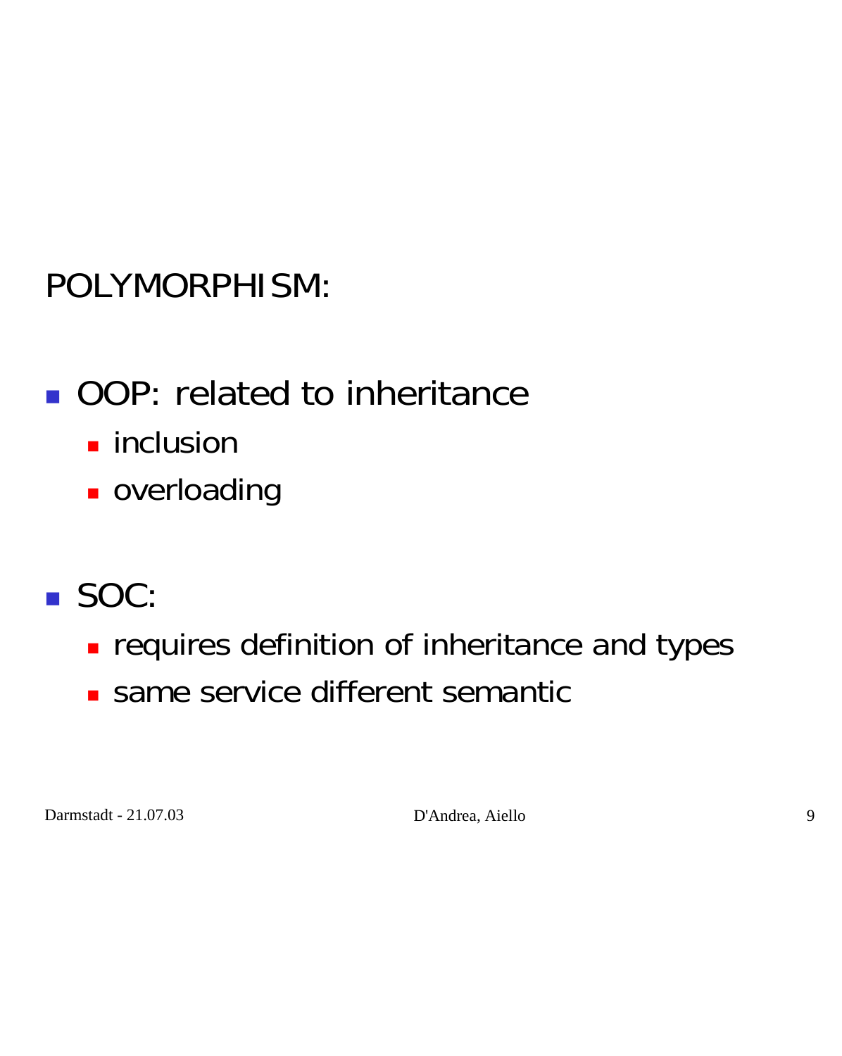# POLYMORPHISM:

- OOP: related to inheritance
  - inclusion
  - overloading

- SOC:
  - requires definition of inheritance and types
  - same service different semantic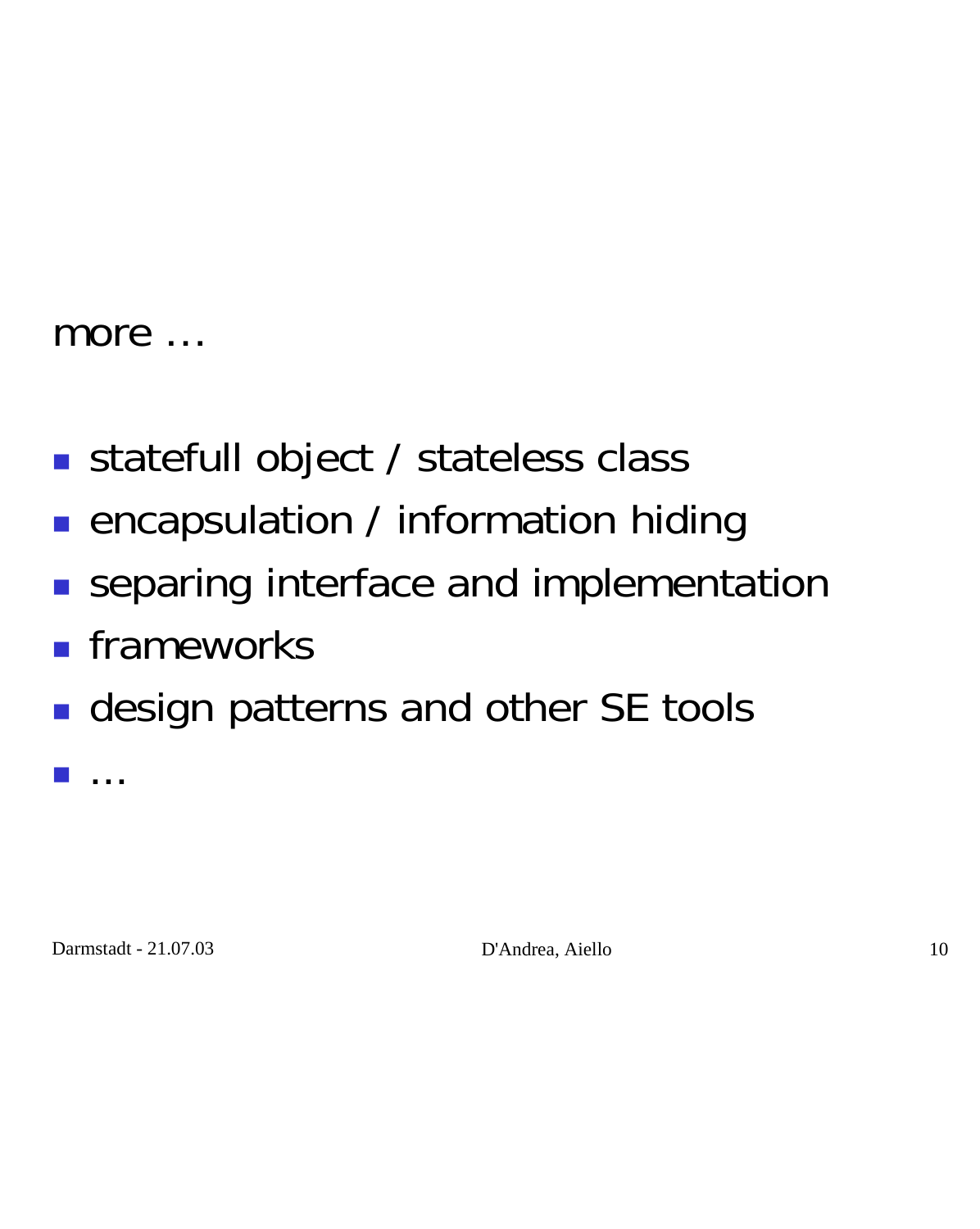# more …

- statefull object / stateless class
- encapsulation / information hiding
- separing interface and implementation
- frameworks
- design patterns and other SE tools
- …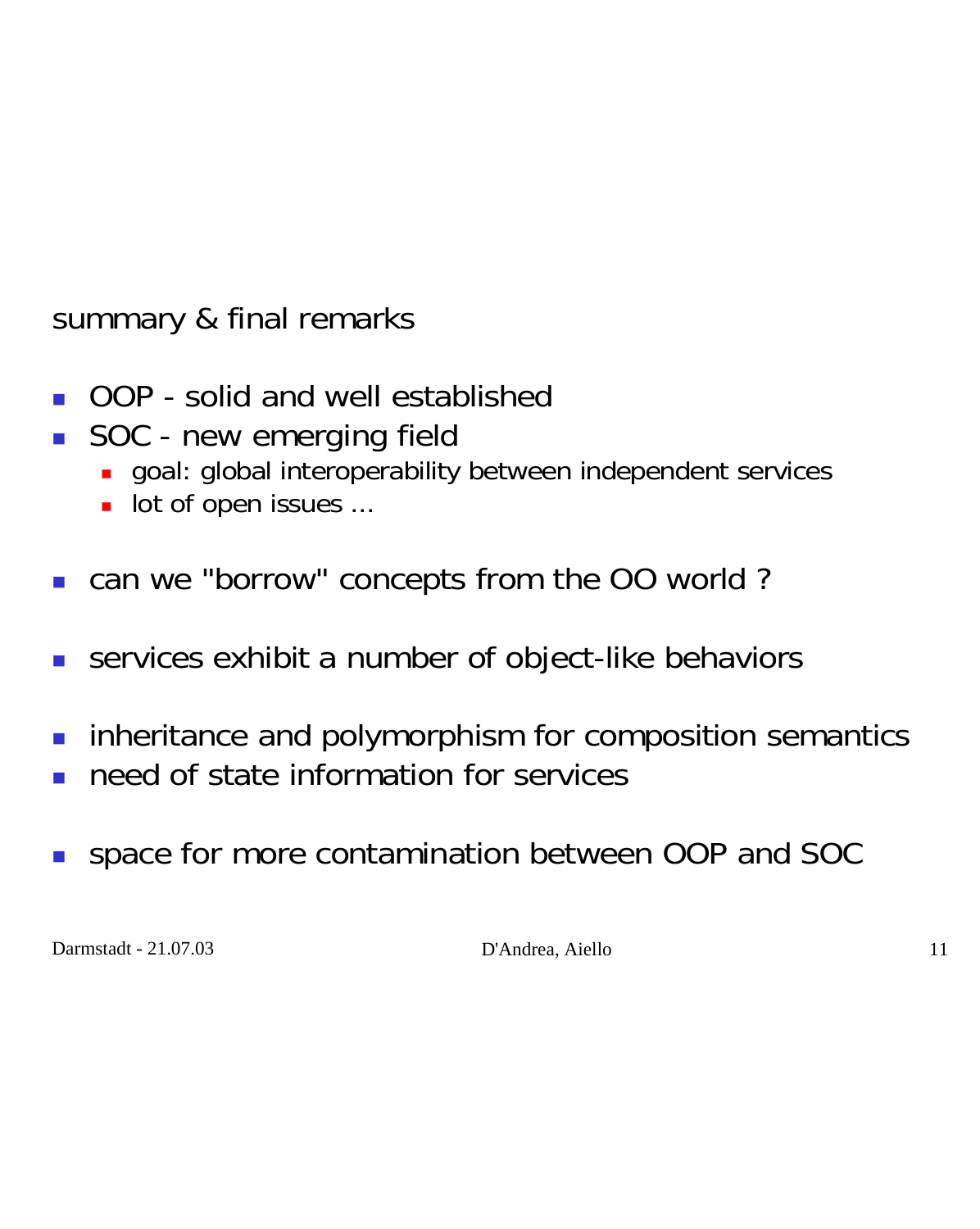## summary & final remarks

- OOP - solid and well established
- SOC - new emerging field
  - goal: global interoperability between independent services
  - lot of open issues ...
- can we "borrow" concepts from the OO world ?
- services exhibit a number of object-like behaviors
- inheritance and polymorphism for composition semantics
- need of state information for services
- space for more contamination between OOP and SOC